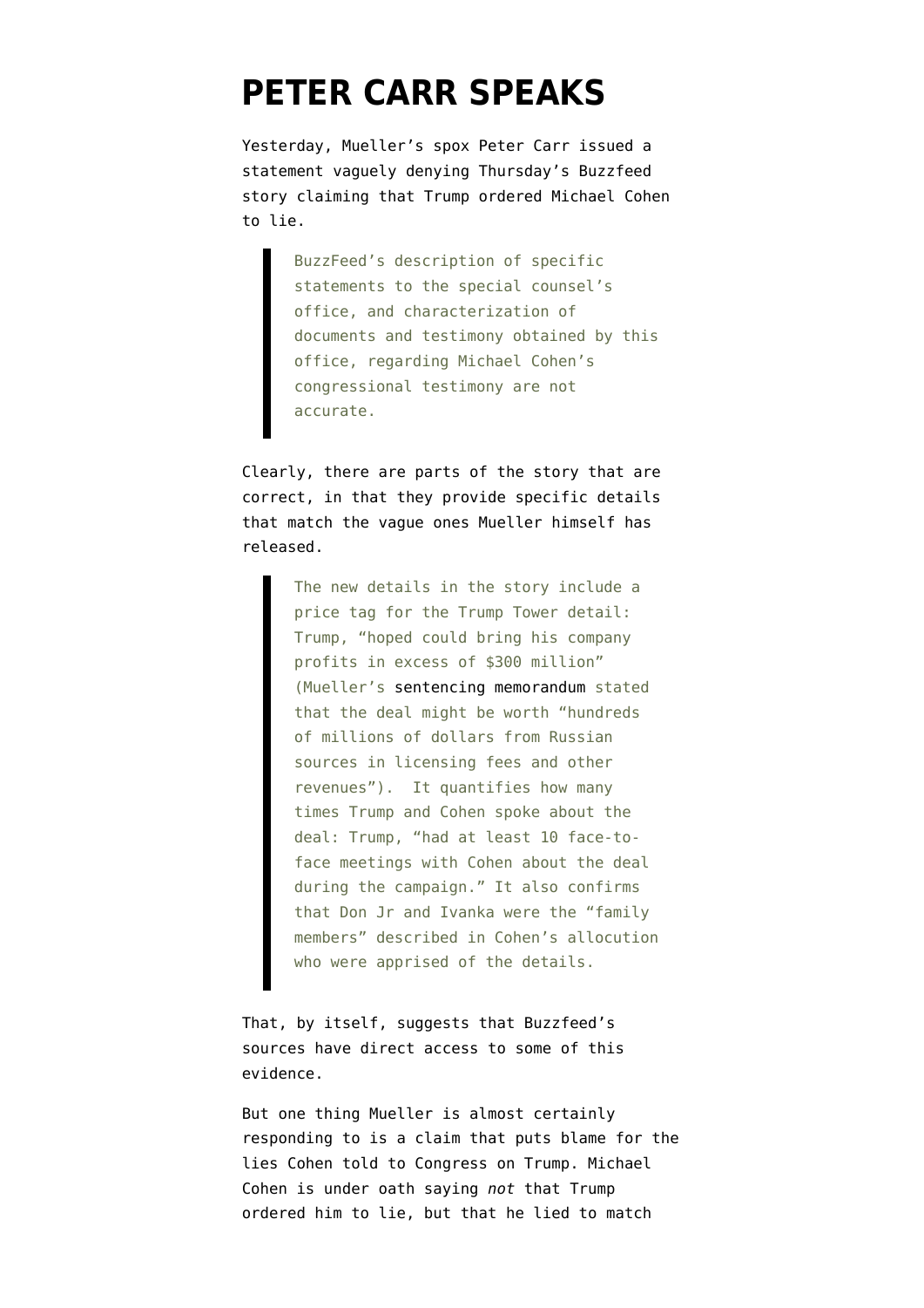# PETER CARR SPEAKS

Yesterday, Mueller's spox Peter Carr issued a statement vaguely denying Thursday's Buzzfeed story claiming that Trump ordered Michael Cohen to lie.

> BuzzFeed's description of specific statements to the special counsel's office, and characterization of documents and testimony obtained by this office, regarding Michael Cohen's congressional testimony are not accurate.

Clearly, there are parts of the story that are correct, in that they provide specific details that match the vague ones Mueller himself has released.

> The new details in the story include a price tag for the Trump Tower detail: Trump, "hoped could bring his company profits in excess of $300 million" (Mueller's sentencing memorandum stated that the deal might be worth "hundreds of millions of dollars from Russian sources in licensing fees and other revenues"). It quantifies how many times Trump and Cohen spoke about the deal: Trump, "had at least 10 face-to-face meetings with Cohen about the deal during the campaign." It also confirms that Don Jr and Ivanka were the "family members" described in Cohen's allocution who were apprised of the details.

That, by itself, suggests that Buzzfeed's sources have direct access to some of this evidence.

But one thing Mueller is almost certainly responding to is a claim that puts blame for the lies Cohen told to Congress on Trump. Michael Cohen is under oath saying *not* that Trump ordered him to lie, but that he lied to match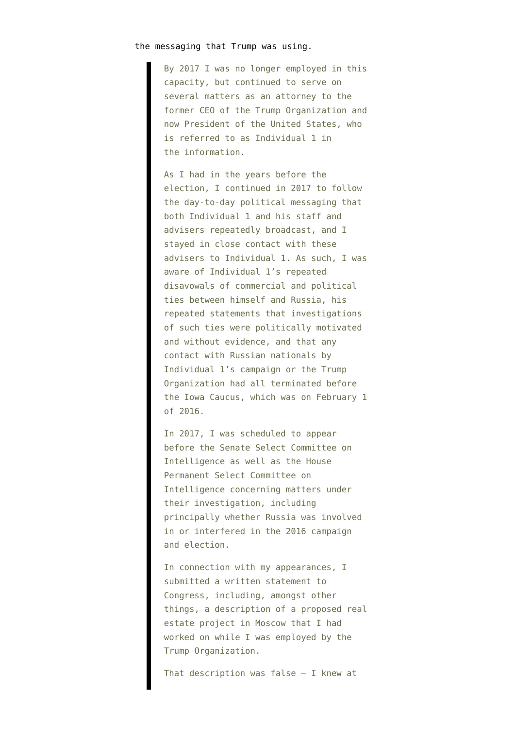the messaging that Trump was using.

> By 2017 I was no longer employed in this capacity, but continued to serve on several matters as an attorney to the former CEO of the Trump Organization and now President of the United States, who is referred to as Individual 1 in the information.
>
> As I had in the years before the election, I continued in 2017 to follow the day-to-day political messaging that both Individual 1 and his staff and advisers repeatedly broadcast, and I stayed in close contact with these advisers to Individual 1. As such, I was aware of Individual 1's repeated disavowals of commercial and political ties between himself and Russia, his repeated statements that investigations of such ties were politically motivated and without evidence, and that any contact with Russian nationals by Individual 1's campaign or the Trump Organization had all terminated before the Iowa Caucus, which was on February 1 of 2016.
>
> In 2017, I was scheduled to appear before the Senate Select Committee on Intelligence as well as the House Permanent Select Committee on Intelligence concerning matters under their investigation, including principally whether Russia was involved in or interfered in the 2016 campaign and election.
>
> In connection with my appearances, I submitted a written statement to Congress, including, amongst other things, a description of a proposed real estate project in Moscow that I had worked on while I was employed by the Trump Organization.
>
> That description was false — I knew at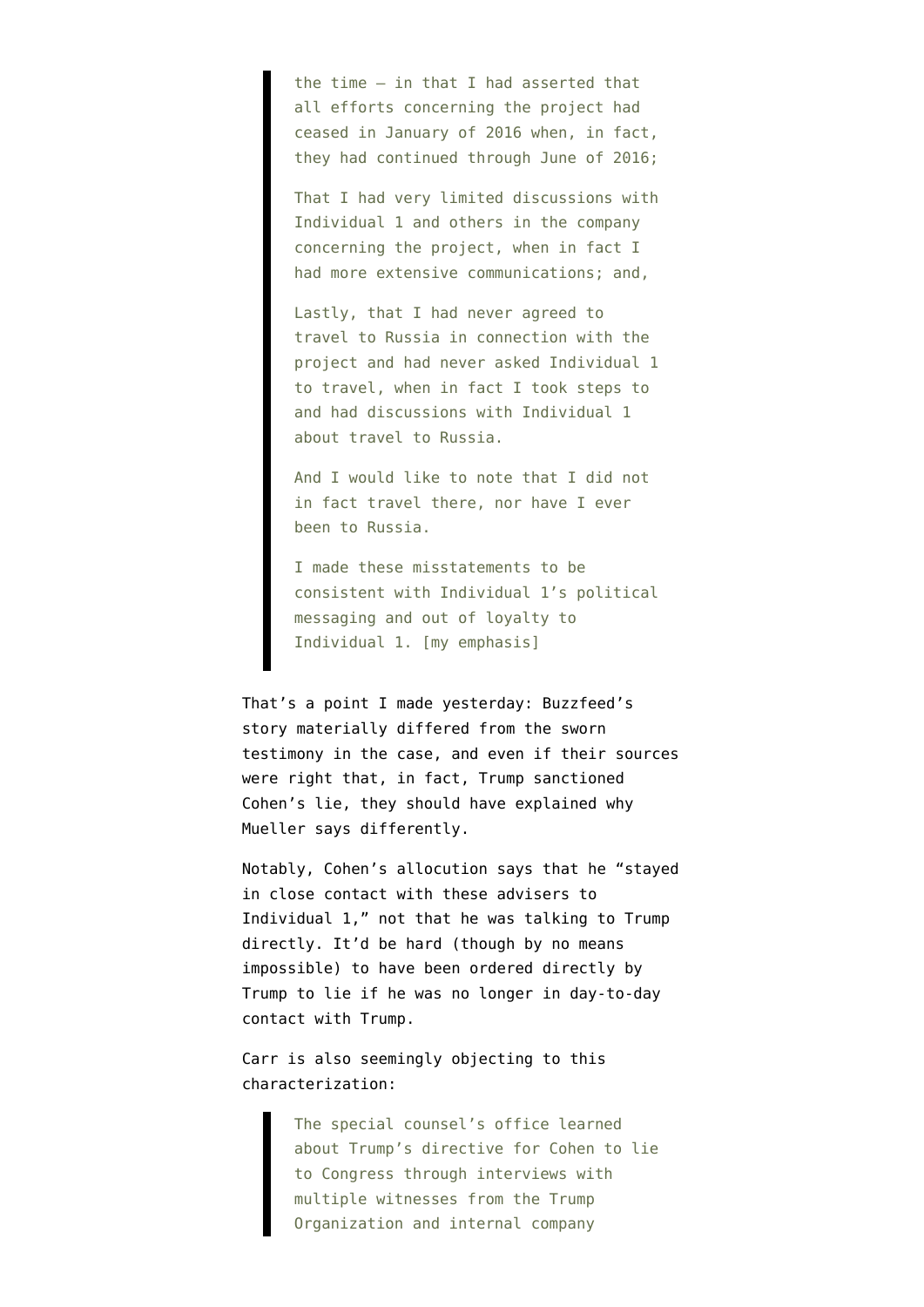> the time — in that I had asserted that all efforts concerning the project had ceased in January of 2016 when, in fact, they had continued through June of 2016;
>
> That I had very limited discussions with Individual 1 and others in the company concerning the project, when in fact I had more extensive communications; and,
>
> Lastly, that I had never agreed to travel to Russia in connection with the project and had never asked Individual 1 to travel, when in fact I took steps to and had discussions with Individual 1 about travel to Russia.
>
> And I would like to note that I did not in fact travel there, nor have I ever been to Russia.
>
> I made these misstatements to be consistent with Individual 1's political messaging and out of loyalty to Individual 1. [my emphasis]

That's a point I made yesterday: Buzzfeed's story materially differed from the sworn testimony in the case, and even if their sources were right that, in fact, Trump sanctioned Cohen's lie, they should have explained why Mueller says differently.

Notably, Cohen's allocution says that he "stayed in close contact with these advisers to Individual 1," not that he was talking to Trump directly. It'd be hard (though by no means impossible) to have been ordered directly by Trump to lie if he was no longer in day-to-day contact with Trump.

Carr is also seemingly objecting to this characterization:

> The special counsel's office learned about Trump's directive for Cohen to lie to Congress through interviews with multiple witnesses from the Trump Organization and internal company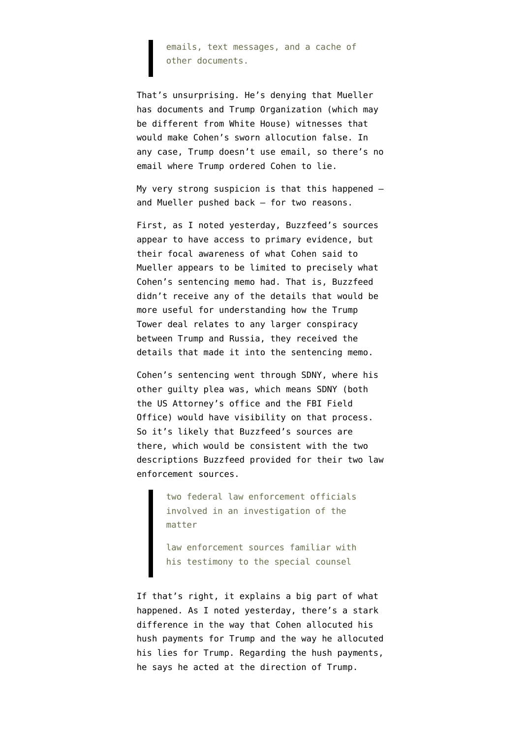> emails, text messages, and a cache of other documents.

That's unsurprising. He's denying that Mueller has documents and Trump Organization (which may be different from White House) witnesses that would make Cohen's sworn allocution false. In any case, Trump doesn't use email, so there's no email where Trump ordered Cohen to lie.

My very strong suspicion is that this happened — and Mueller pushed back — for two reasons.

First, as I noted yesterday, Buzzfeed's sources appear to have access to primary evidence, but their focal awareness of what Cohen said to Mueller appears to be limited to precisely what Cohen's sentencing memo had. That is, Buzzfeed didn't receive any of the details that would be more useful for understanding how the Trump Tower deal relates to any larger conspiracy between Trump and Russia, they received the details that made it into the sentencing memo.

Cohen's sentencing went through SDNY, where his other guilty plea was, which means SDNY (both the US Attorney's office and the FBI Field Office) would have visibility on that process. So it's likely that Buzzfeed's sources are there, which would be consistent with the two descriptions Buzzfeed provided for their two law enforcement sources.

> two federal law enforcement officials involved in an investigation of the matter
>
> law enforcement sources familiar with his testimony to the special counsel

If that's right, it explains a big part of what happened. As I noted yesterday, there's a stark difference in the way that Cohen allocuted his hush payments for Trump and the way he allocuted his lies for Trump. Regarding the hush payments, he says he acted at the direction of Trump.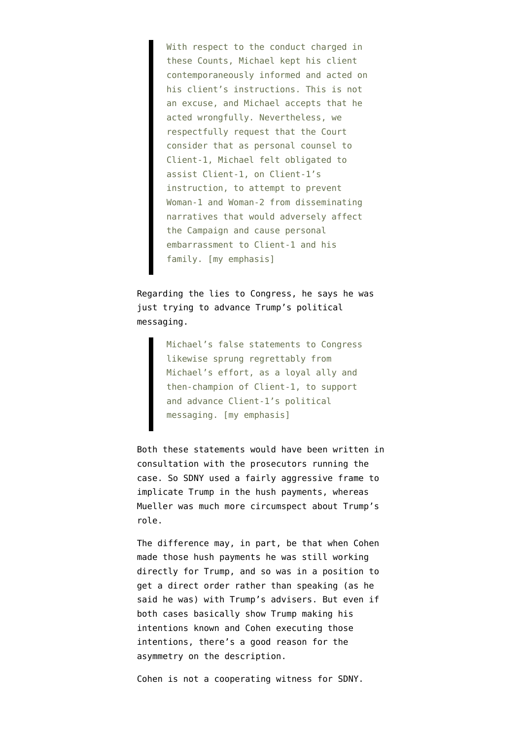> With respect to the conduct charged in these Counts, Michael kept his client contemporaneously informed and acted on his client's instructions. This is not an excuse, and Michael accepts that he acted wrongfully. Nevertheless, we respectfully request that the Court consider that as personal counsel to Client-1, Michael felt obligated to assist Client-1, on Client-1's instruction, to attempt to prevent Woman-1 and Woman-2 from disseminating narratives that would adversely affect the Campaign and cause personal embarrassment to Client-1 and his family. [my emphasis]

Regarding the lies to Congress, he says he was just trying to advance Trump's political messaging.

> Michael's false statements to Congress likewise sprung regrettably from Michael's effort, as a loyal ally and then-champion of Client-1, to support and advance Client-1's political messaging. [my emphasis]

Both these statements would have been written in consultation with the prosecutors running the case. So SDNY used a fairly aggressive frame to implicate Trump in the hush payments, whereas Mueller was much more circumspect about Trump's role.

The difference may, in part, be that when Cohen made those hush payments he was still working directly for Trump, and so was in a position to get a direct order rather than speaking (as he said he was) with Trump's advisers. But even if both cases basically show Trump making his intentions known and Cohen executing those intentions, there's a good reason for the asymmetry on the description.

Cohen is not a cooperating witness for SDNY.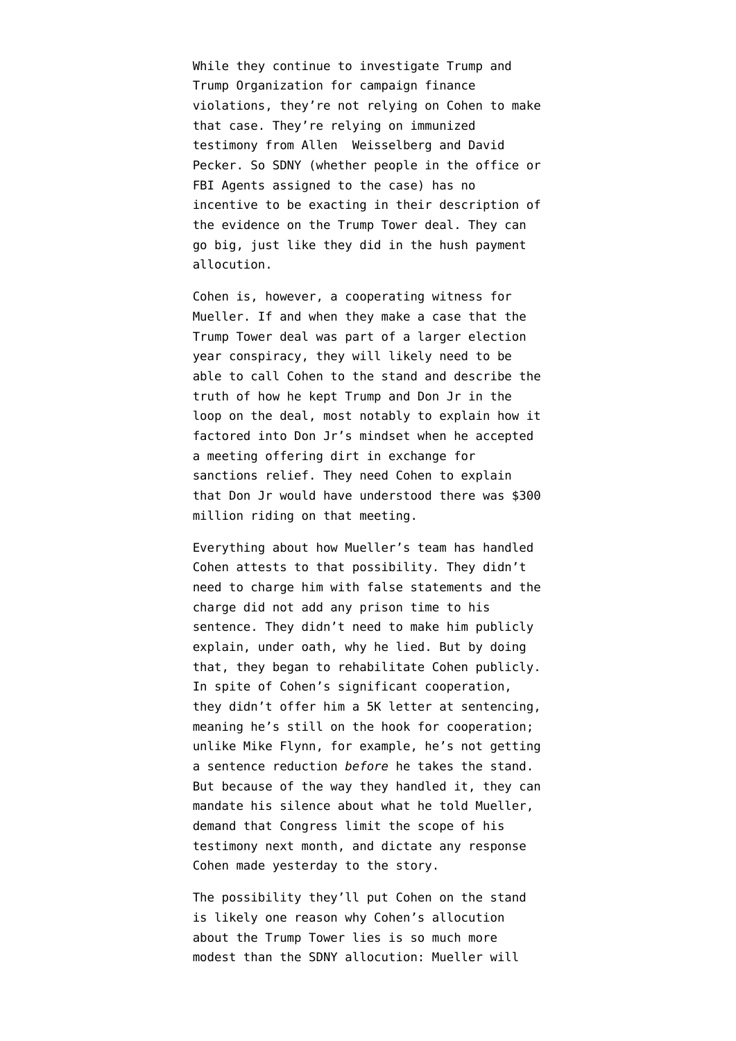While they continue to investigate Trump and Trump Organization for campaign finance violations, they're not relying on Cohen to make that case. They're relying on immunized testimony from Allen Weisselberg and David Pecker. So SDNY (whether people in the office or FBI Agents assigned to the case) has no incentive to be exacting in their description of the evidence on the Trump Tower deal. They can go big, just like they did in the hush payment allocution.

Cohen is, however, a cooperating witness for Mueller. If and when they make a case that the Trump Tower deal was part of a larger election year conspiracy, they will likely need to be able to call Cohen to the stand and describe the truth of how he kept Trump and Don Jr in the loop on the deal, most notably to explain how it factored into Don Jr's mindset when he accepted a meeting offering dirt in exchange for sanctions relief. They need Cohen to explain that Don Jr would have understood there was $300 million riding on that meeting.

Everything about how Mueller's team has handled Cohen attests to that possibility. They didn't need to charge him with false statements and the charge did not add any prison time to his sentence. They didn't need to make him publicly explain, under oath, why he lied. But by doing that, they began to rehabilitate Cohen publicly. In spite of Cohen's significant cooperation, they didn't offer him a 5K letter at sentencing, meaning he's still on the hook for cooperation; unlike Mike Flynn, for example, he's not getting a sentence reduction *before* he takes the stand. But because of the way they handled it, they can mandate his silence about what he told Mueller, demand that Congress limit the scope of his testimony next month, and dictate any response Cohen made yesterday to the story.

The possibility they'll put Cohen on the stand is likely one reason why Cohen's allocution about the Trump Tower lies is so much more modest than the SDNY allocution: Mueller will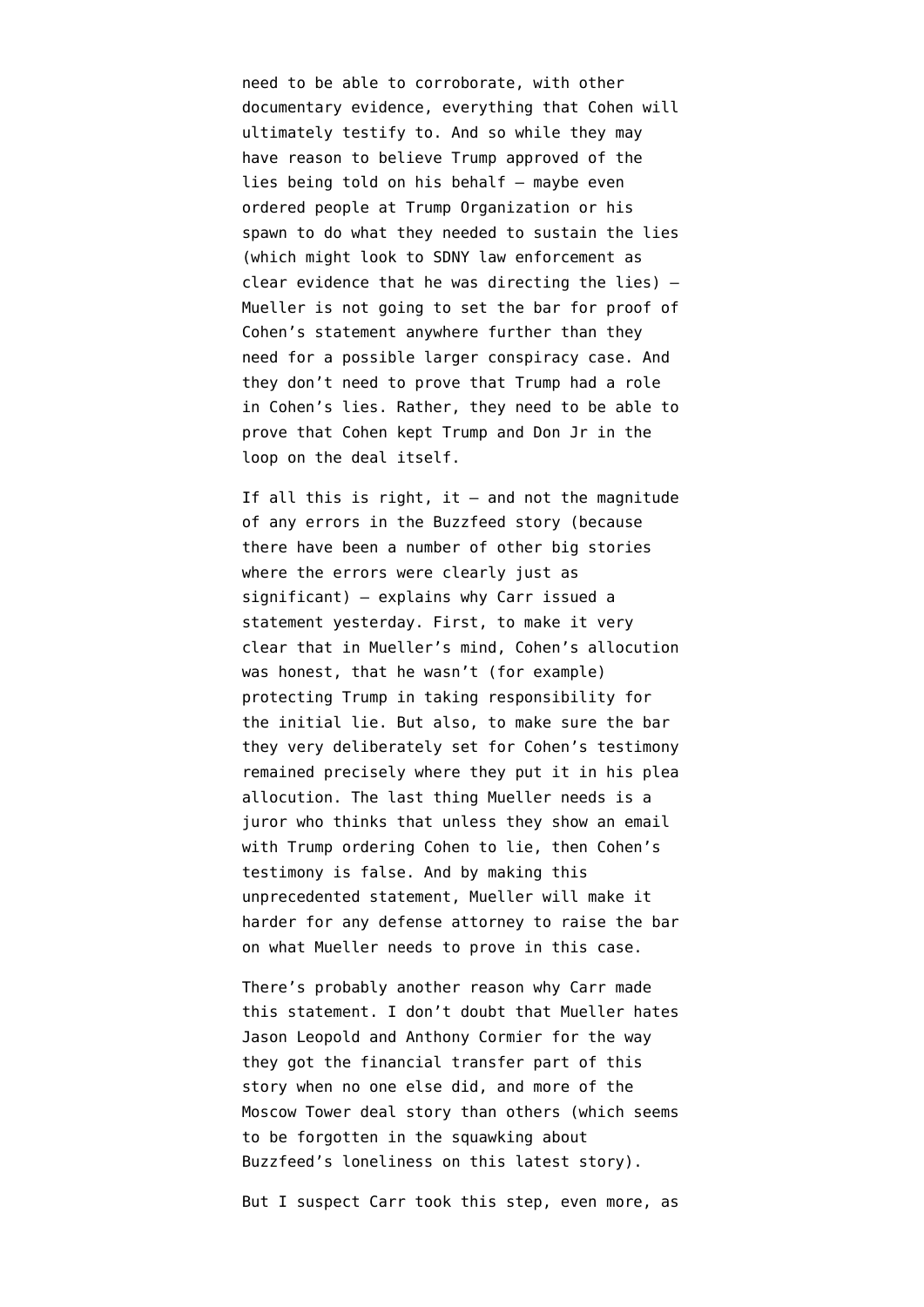need to be able to corroborate, with other documentary evidence, everything that Cohen will ultimately testify to. And so while they may have reason to believe Trump approved of the lies being told on his behalf — maybe even ordered people at Trump Organization or his spawn to do what they needed to sustain the lies (which might look to SDNY law enforcement as clear evidence that he was directing the lies) — Mueller is not going to set the bar for proof of Cohen's statement anywhere further than they need for a possible larger conspiracy case. And they don't need to prove that Trump had a role in Cohen's lies. Rather, they need to be able to prove that Cohen kept Trump and Don Jr in the loop on the deal itself.

If all this is right, it — and not the magnitude of any errors in the Buzzfeed story (because there have been a number of other big stories where the errors were clearly just as significant) — explains why Carr issued a statement yesterday. First, to make it very clear that in Mueller's mind, Cohen's allocution was honest, that he wasn't (for example) protecting Trump in taking responsibility for the initial lie. But also, to make sure the bar they very deliberately set for Cohen's testimony remained precisely where they put it in his plea allocution. The last thing Mueller needs is a juror who thinks that unless they show an email with Trump ordering Cohen to lie, then Cohen's testimony is false. And by making this unprecedented statement, Mueller will make it harder for any defense attorney to raise the bar on what Mueller needs to prove in this case.

There's probably another reason why Carr made this statement. I don't doubt that Mueller hates Jason Leopold and Anthony Cormier for the way they got the financial transfer part of this story when no one else did, and more of the Moscow Tower deal story than others (which seems to be forgotten in the squawking about Buzzfeed's loneliness on this latest story).

But I suspect Carr took this step, even more, as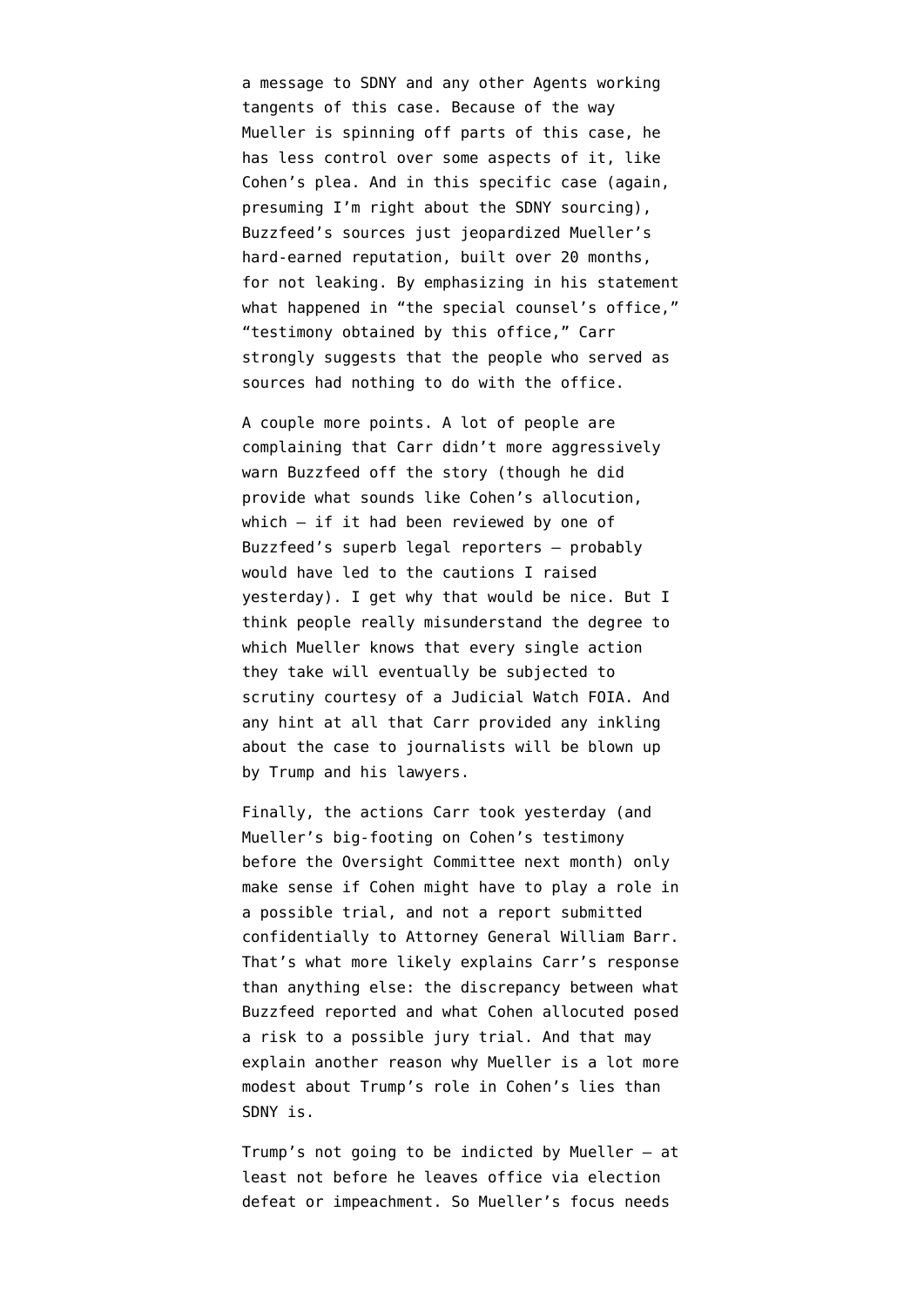a message to SDNY and any other Agents working tangents of this case. Because of the way Mueller is spinning off parts of this case, he has less control over some aspects of it, like Cohen's plea. And in this specific case (again, presuming I'm right about the SDNY sourcing), Buzzfeed's sources just jeopardized Mueller's hard-earned reputation, built over 20 months, for not leaking. By emphasizing in his statement what happened in "the special counsel's office," "testimony obtained by this office," Carr strongly suggests that the people who served as sources had nothing to do with the office.

A couple more points. A lot of people are complaining that Carr didn't more aggressively warn Buzzfeed off the story (though he did provide what sounds like Cohen's allocution, which — if it had been reviewed by one of Buzzfeed's superb legal reporters — probably would have led to the cautions I raised yesterday). I get why that would be nice. But I think people really misunderstand the degree to which Mueller knows that every single action they take will eventually be subjected to scrutiny courtesy of a Judicial Watch FOIA. And any hint at all that Carr provided any inkling about the case to journalists will be blown up by Trump and his lawyers.

Finally, the actions Carr took yesterday (and Mueller's big-footing on Cohen's testimony before the Oversight Committee next month) only make sense if Cohen might have to play a role in a possible trial, and not a report submitted confidentially to Attorney General William Barr. That's what more likely explains Carr's response than anything else: the discrepancy between what Buzzfeed reported and what Cohen allocuted posed a risk to a possible jury trial. And that may explain another reason why Mueller is a lot more modest about Trump's role in Cohen's lies than SDNY is.

Trump's not going to be indicted by Mueller — at least not before he leaves office via election defeat or impeachment. So Mueller's focus needs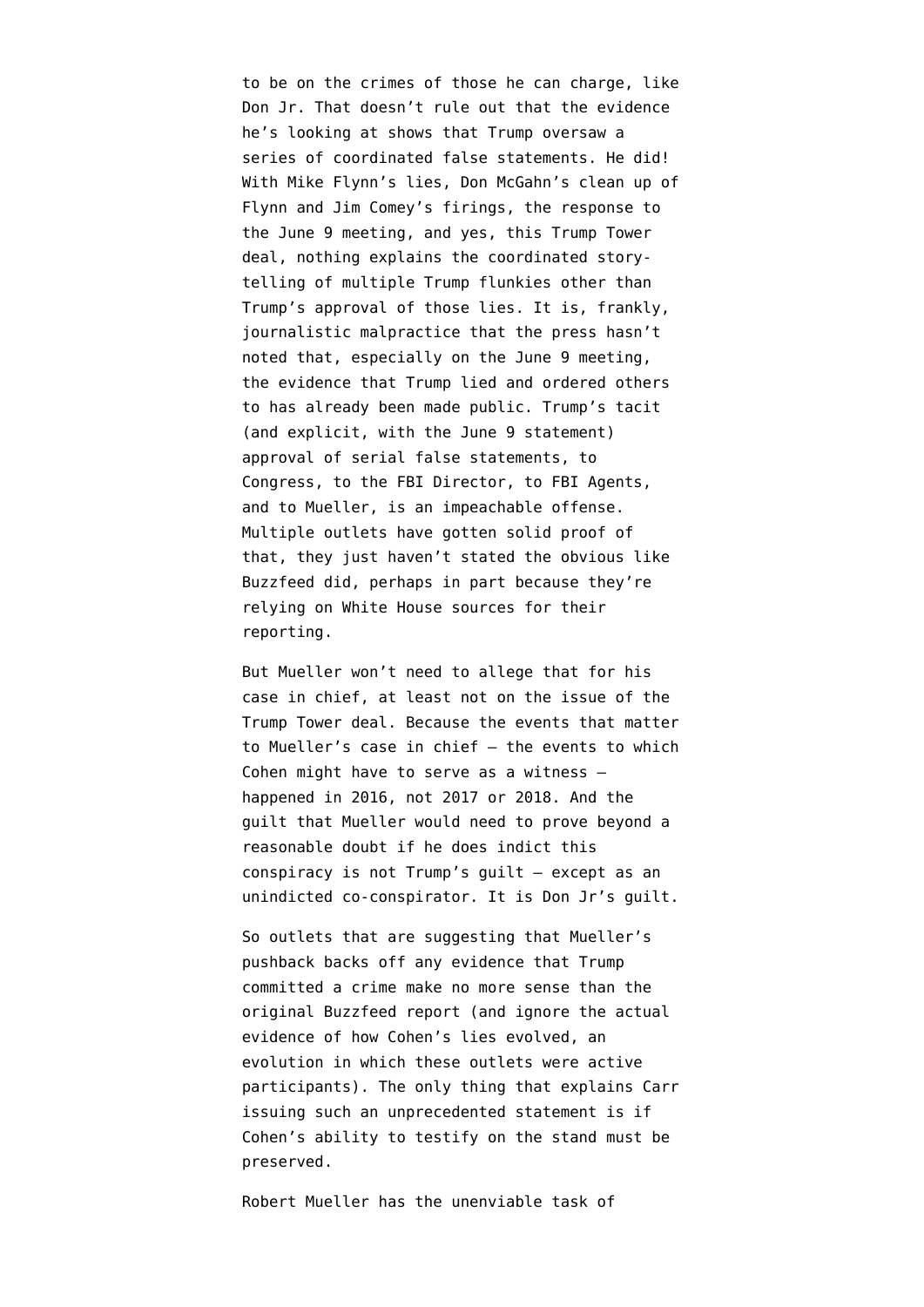to be on the crimes of those he can charge, like Don Jr. That doesn't rule out that the evidence he's looking at shows that Trump oversaw a series of coordinated false statements. He did! With Mike Flynn's lies, Don McGahn's clean up of Flynn and Jim Comey's firings, the response to the June 9 meeting, and yes, this Trump Tower deal, nothing explains the coordinated story-telling of multiple Trump flunkies other than Trump's approval of those lies. It is, frankly, journalistic malpractice that the press hasn't noted that, especially on the June 9 meeting, the evidence that Trump lied and ordered others to has already been made public. Trump's tacit (and explicit, with the June 9 statement) approval of serial false statements, to Congress, to the FBI Director, to FBI Agents, and to Mueller, is an impeachable offense. Multiple outlets have gotten solid proof of that, they just haven't stated the obvious like Buzzfeed did, perhaps in part because they're relying on White House sources for their reporting.

But Mueller won't need to allege that for his case in chief, at least not on the issue of the Trump Tower deal. Because the events that matter to Mueller's case in chief — the events to which Cohen might have to serve as a witness — happened in 2016, not 2017 or 2018. And the guilt that Mueller would need to prove beyond a reasonable doubt if he does indict this conspiracy is not Trump's guilt — except as an unindicted co-conspirator. It is Don Jr's guilt.

So outlets that are suggesting that Mueller's pushback backs off any evidence that Trump committed a crime make no more sense than the original Buzzfeed report (and ignore the actual evidence of how Cohen's lies evolved, an evolution in which these outlets were active participants). The only thing that explains Carr issuing such an unprecedented statement is if Cohen's ability to testify on the stand must be preserved.

Robert Mueller has the unenviable task of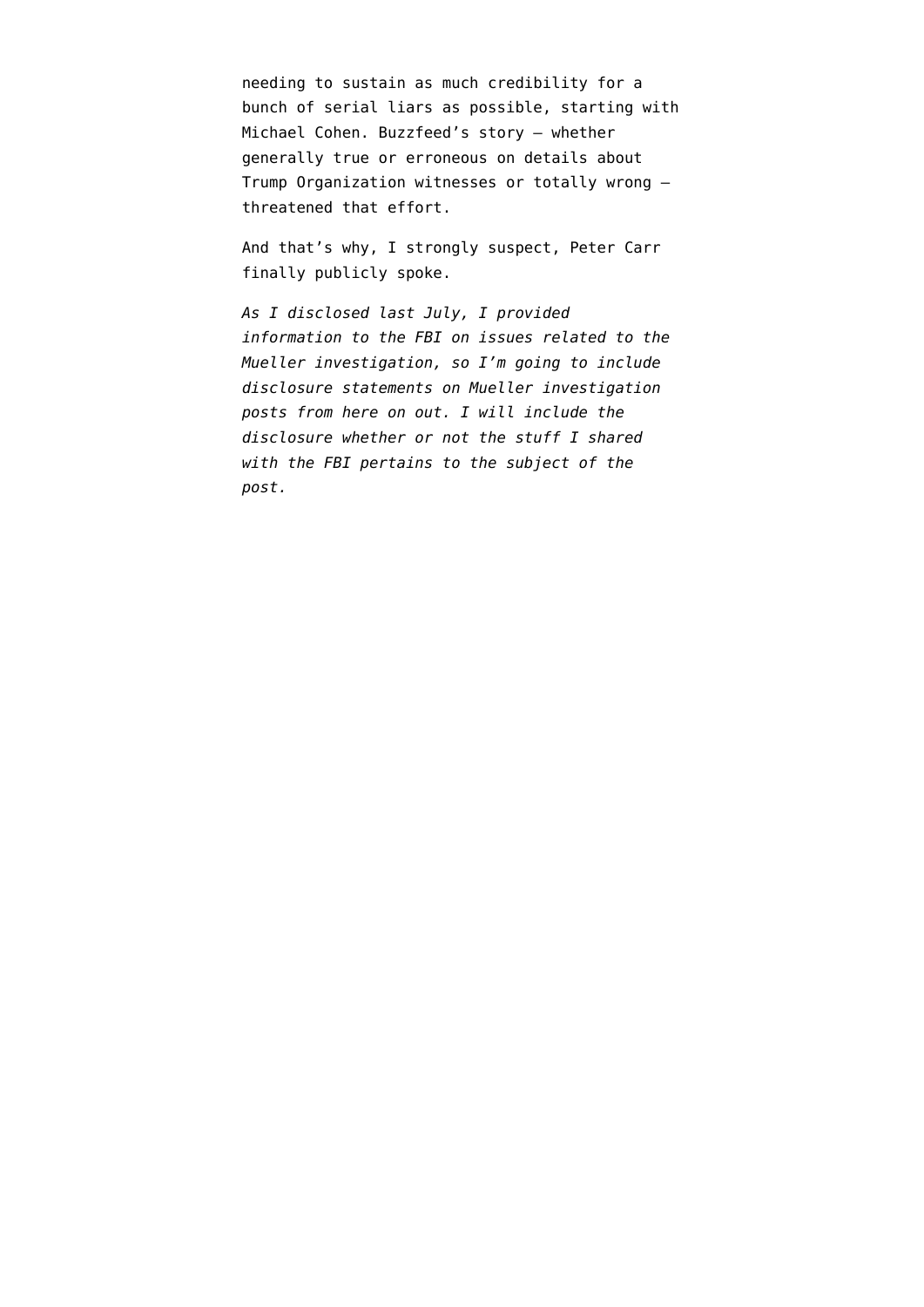needing to sustain as much credibility for a bunch of serial liars as possible, starting with Michael Cohen. Buzzfeed's story — whether generally true or erroneous on details about Trump Organization witnesses or totally wrong — threatened that effort.

And that's why, I strongly suspect, Peter Carr finally publicly spoke.

*As I disclosed last July, I provided information to the FBI on issues related to the Mueller investigation, so I'm going to include disclosure statements on Mueller investigation posts from here on out. I will include the disclosure whether or not the stuff I shared with the FBI pertains to the subject of the post.*